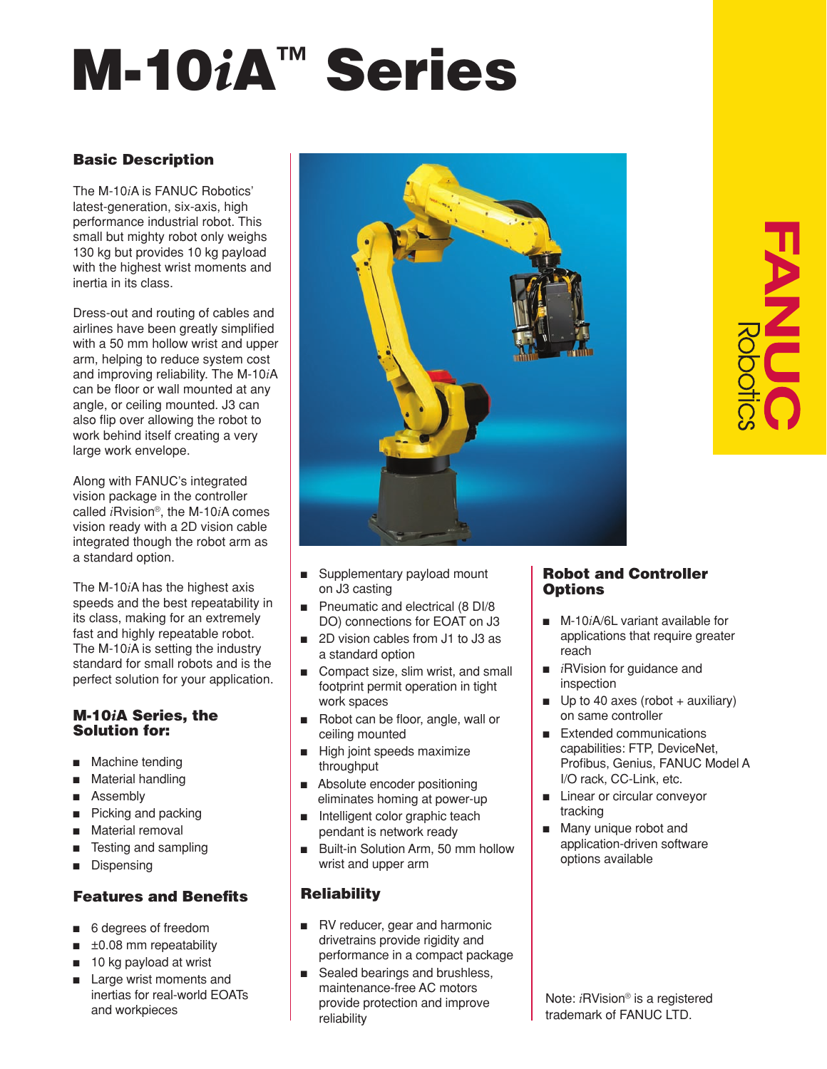# M-10*i*A™ Series

## Basic Description

The M-10*i*A is FANUC Robotics' latest-generation, six-axis, high performance industrial robot. This small but mighty robot only weighs 130 kg but provides 10 kg payload with the highest wrist moments and inertia in its class.

Dress-out and routing of cables and airlines have been greatly simplified with a 50 mm hollow wrist and upper arm, helping to reduce system cost and improving reliability. The M-10*i*A can be floor or wall mounted at any angle, or ceiling mounted. J3 can also flip over allowing the robot to work behind itself creating a very large work envelope.

Along with FANUC's integrated vision package in the controller called *i*Rvision®, the M-10*i*A comes vision ready with a 2D vision cable integrated though the robot arm as a standard option.

The M-10*i*A has the highest axis speeds and the best repeatability in its class, making for an extremely fast and highly repeatable robot. The M-10*i*A is setting the industry standard for small robots and is the perfect solution for your application.

## M-10*i*A Series, the Solution for:

- Machine tending
- Material handling
- Assembly
- Picking and packing
- Material removal
- Testing and sampling
- Dispensing

## Features and Benefits

- 6 degrees of freedom
- ±0.08 mm repeatability
- 10 kg payload at wrist
- Large wrist moments and inertias for real-world EOATs and workpieces
- Supplementary payload mount on J3 casting
- Pneumatic and electrical (8 DI/8 DO) connections for EOAT on J3
- 2D vision cables from J1 to J3 as a standard option
- Compact size, slim wrist, and small footprint permit operation in tight work spaces
- Robot can be floor, angle, wall or ceiling mounted
- High joint speeds maximize throughput
- Absolute encoder positioning eliminates homing at power-up
- Intelligent color graphic teach pendant is network ready
- Built-in Solution Arm, 50 mm hollow wrist and upper arm

## Reliability

- RV reducer, gear and harmonic drivetrains provide rigidity and performance in a compact package
- Sealed bearings and brushless, maintenance-free AC motors provide protection and improve reliability

## Robot and Controller Options

- M-10*i*A/6L variant available for applications that require greater reach
- *i*RVision for guidance and inspection
- Up to 40 axes (robot + auxiliary) on same controller
- Extended communications capabilities: FTP, DeviceNet, Profibus, Genius, FANUC Model A I/O rack, CC-Link, etc.
- Linear or circular conveyor tracking
- Many unique robot and application-driven software options available

Note: *i*RVision® is a registered trademark of FANUC LTD.

FANUC Robotics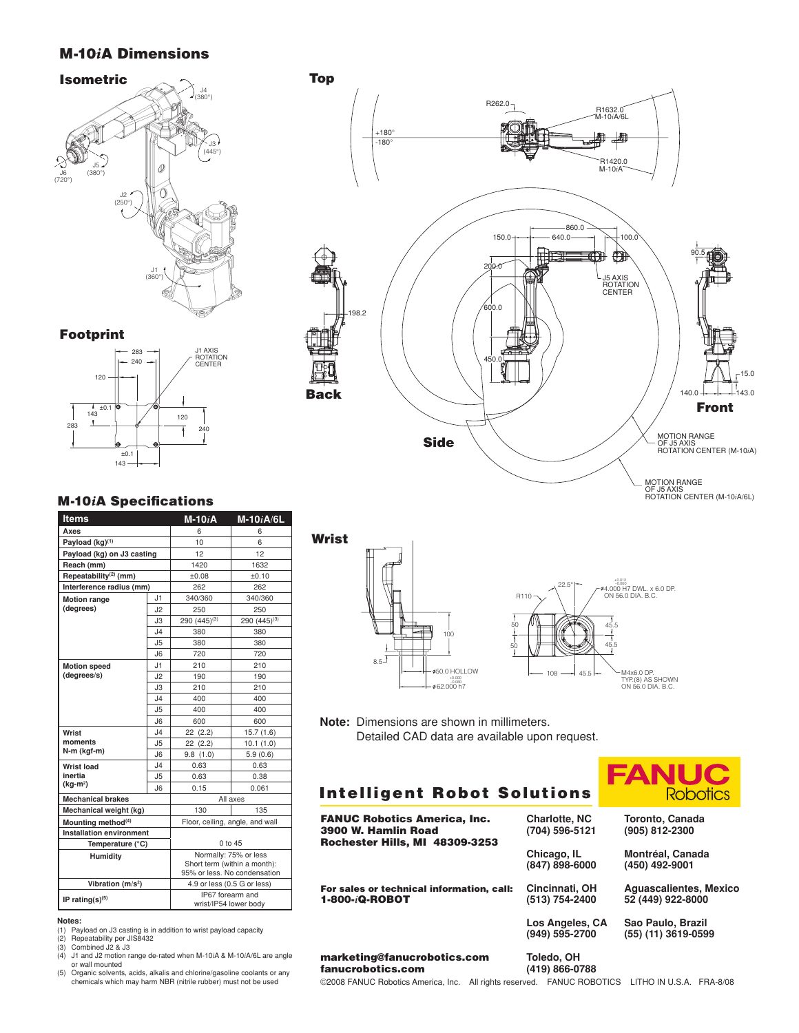## M-10*i*A Dimensions

### Isometric

J4 (380°)
J3 (445°)
J5 (380°)
J6 (720°)
J2 (250°)
J1 (360°)

### Footprint

283
240
J1 AXIS ROTATION CENTER
120
±0.1
143
283
120
240
±0.1
143

### Top

R262.0
R1632.0 M-10*i*A/6L
+180°
-180°
R1420.0 M-10*i*A

### Back

198.2

### Side

860.0
150.0
640.0
100.0
200.0
600.0
450.0
J5 AXIS ROTATION CENTER
MOTION RANGE OF J5 AXIS ROTATION CENTER (M-10*i*A)
MOTION RANGE OF J5 AXIS ROTATION CENTER (M-10*i*A/6L)

### Front

90.5
15.0
140.0
143.0

## M-10*i*A Specifications

| Items | | M-10*i*A | M-10*i*A/6L |
|---|---|---|---|
| Axes | | 6 | 6 |
| Payload (kg)[1] | | 10 | 6 |
| Payload (kg) on J3 casting | | 12 | 12 |
| Reach (mm) | | 1420 | 1632 |
| Repeatability[2] (mm) | | ±0.08 | ±0.10 |
| Interference radius (mm) | | 262 | 262 |
| Motion range (degrees) | J1 | 340/360 | 340/360 |
| | J2 | 250 | 250 |
| | J3 | 290 (445)[3] | 290 (445)[3] |
| | J4 | 380 | 380 |
| | J5 | 380 | 380 |
| | J6 | 720 | 720 |
| Motion speed (degrees/s) | J1 | 210 | 210 |
| | J2 | 190 | 190 |
| | J3 | 210 | 210 |
| | J4 | 400 | 400 |
| | J5 | 400 | 400 |
| | J6 | 600 | 600 |
| Wrist moments N-m (kgf-m) | J4 | 22 (2.2) | 15.7 (1.6) |
| | J5 | 22 (2.2) | 10.1 (1.0) |
| | J6 | 9.8 (1.0) | 5.9 (0.6) |
| Wrist load inertia ($kg\text{-}m^2$) | J4 | 0.63 | 0.63 |
| | J5 | 0.63 | 0.38 |
| | J6 | 0.15 | 0.061 |
| Mechanical brakes | | All axes | |
| Mechanical weight (kg) | | 130 | 135 |
| Mounting method[4] | | Floor, ceiling, angle, and wall | |
| Installation environment | | | |
| Temperature (°C) | | 0 to 45 | |
| Humidity | | Normally: 75% or less Short term (within a month): 95% or less. No condensation | |
| Vibration ($m/s^2$) | | 4.9 or less (0.5 G or less) | |
| IP rating(s)[5] | | IP67 forearm and wrist/IP54 lower body | |

**Notes:**
(1) Payload on J3 casting is in addition to wrist payload capacity
(2) Repeatability per JIS8432
(3) Combined J2 & J3
(4) J1 and J2 motion range de-rated when M-10*i*A & M-10*i*A/6L are angle or wall mounted
(5) Organic solvents, acids, alkalis and chlorine/gasoline coolants or any chemicals which may harm NBR (nitrile rubber) must not be used

### Wrist

100
8.5
ø50.0 HOLLOW
ø62.000 h7 (+0.000 / -0.030)
R110
22.5°
ø4.000 H7 DWL. x 6.0 DP. ON 56.0 DIA. B.C. (+0.012 / -0.000)
50
50
45.5
45.5
108
45.5
M4x6.0 DP. TYP.(8) AS SHOWN ON 56.0 DIA. B.C.

**Note:** Dimensions are shown in millimeters.
Detailed CAD data are available upon request.

## Intelligent Robot Solutions

FANUC Robotics

**FANUC Robotics America, Inc.**
**3900 W. Hamlin Road**
**Rochester Hills, MI 48309-3253**

**For sales or technical information, call:**
**1-800-*i*Q-ROBOT**

**marketing@fanucrobotics.com**
**fanucrobotics.com**

| | |
|---|---|
| **Charlotte, NC** (704) 596-5121 | **Toronto, Canada** (905) 812-2300 |
| **Chicago, IL** (847) 898-6000 | **Montréal, Canada** (450) 492-9001 |
| **Cincinnati, OH** (513) 754-2400 | **Aguascalientes, Mexico** 52 (449) 922-8000 |
| **Los Angeles, CA** (949) 595-2700 | **Sao Paulo, Brazil** (55) (11) 3619-0599 |
| **Toledo, OH** (419) 866-0788 | |

©2008 FANUC Robotics America, Inc. All rights reserved. FANUC ROBOTICS LITHO IN U.S.A. FRA-8/08